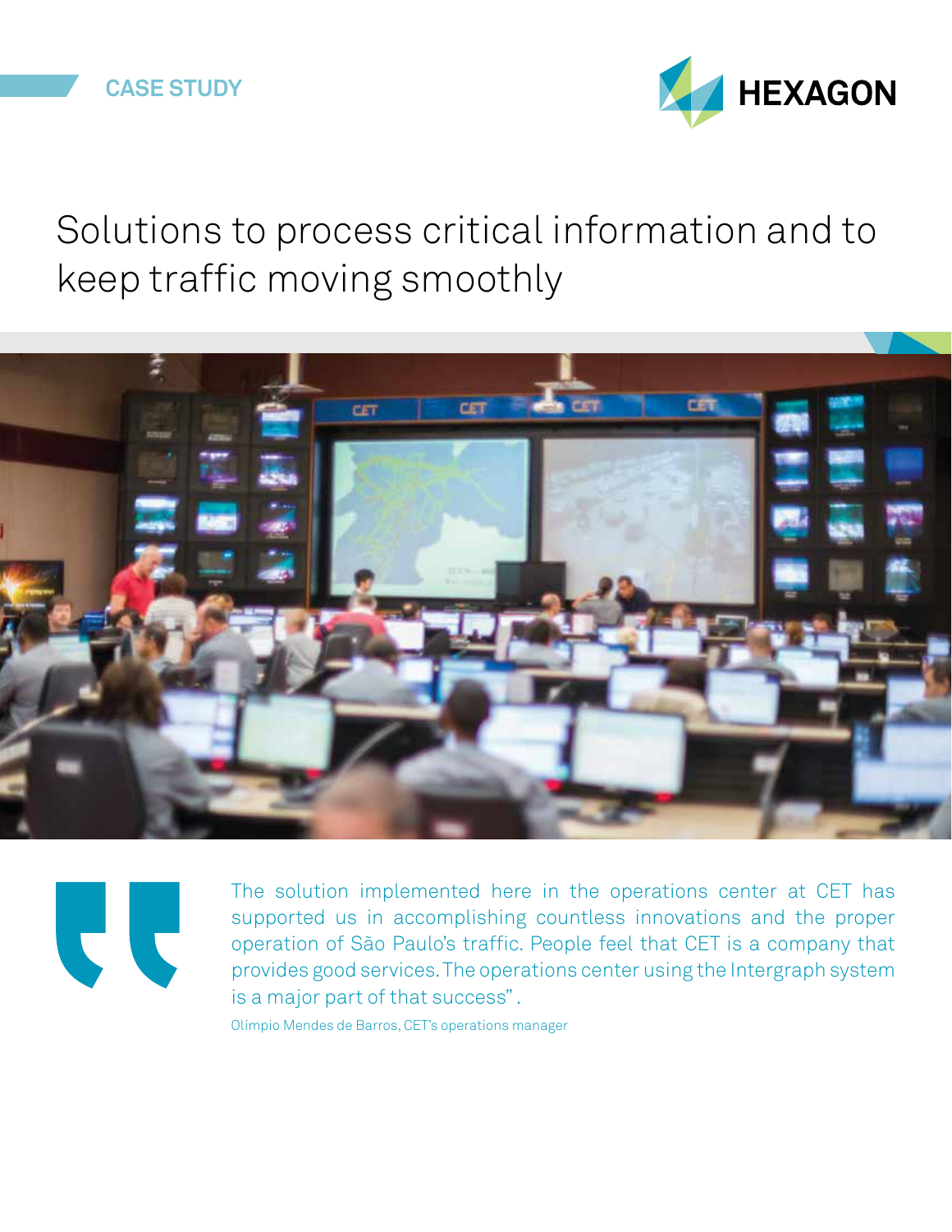CASE STUDY

HEXAGON

# Solutions to process critical information and to keep traffic moving smoothly

> The solution implemented here in the operations center at CET has supported us in accomplishing countless innovations and the proper operation of São Paulo's traffic. People feel that CET is a company that provides good services. The operations center using the Intergraph system is a major part of that success".
>
> Olímpio Mendes de Barros, CET's operations manager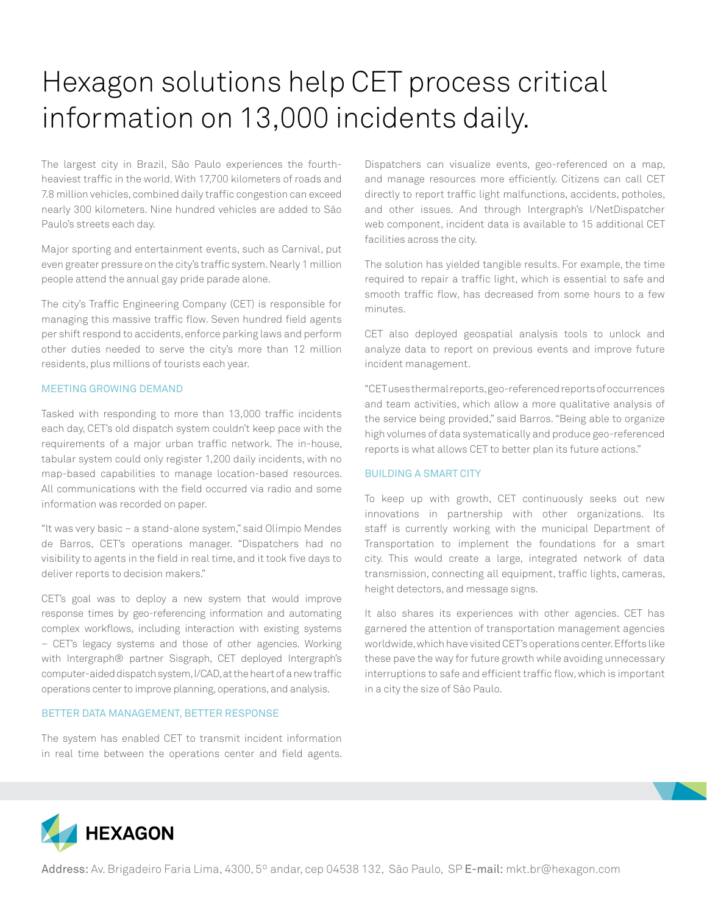# Hexagon solutions help CET process critical information on 13,000 incidents daily.

The largest city in Brazil, São Paulo experiences the fourth-heaviest traffic in the world. With 17,700 kilometers of roads and 7.8 million vehicles, combined daily traffic congestion can exceed nearly 300 kilometers. Nine hundred vehicles are added to São Paulo's streets each day.

Major sporting and entertainment events, such as Carnival, put even greater pressure on the city's traffic system. Nearly 1 million people attend the annual gay pride parade alone.

The city's Traffic Engineering Company (CET) is responsible for managing this massive traffic flow. Seven hundred field agents per shift respond to accidents, enforce parking laws and perform other duties needed to serve the city's more than 12 million residents, plus millions of tourists each year.

## MEETING GROWING DEMAND

Tasked with responding to more than 13,000 traffic incidents each day, CET's old dispatch system couldn't keep pace with the requirements of a major urban traffic network. The in-house, tabular system could only register 1,200 daily incidents, with no map-based capabilities to manage location-based resources. All communications with the field occurred via radio and some information was recorded on paper.

"It was very basic – a stand-alone system," said Olímpio Mendes de Barros, CET's operations manager. "Dispatchers had no visibility to agents in the field in real time, and it took five days to deliver reports to decision makers."

CET's goal was to deploy a new system that would improve response times by geo-referencing information and automating complex workflows, including interaction with existing systems – CET's legacy systems and those of other agencies. Working with Intergraph® partner Sisgraph, CET deployed Intergraph's computer-aided dispatch system, I/CAD, at the heart of a new traffic operations center to improve planning, operations, and analysis.

## BETTER DATA MANAGEMENT, BETTER RESPONSE

The system has enabled CET to transmit incident information in real time between the operations center and field agents. Dispatchers can visualize events, geo-referenced on a map, and manage resources more efficiently. Citizens can call CET directly to report traffic light malfunctions, accidents, potholes, and other issues. And through Intergraph's I/NetDispatcher web component, incident data is available to 15 additional CET facilities across the city.

The solution has yielded tangible results. For example, the time required to repair a traffic light, which is essential to safe and smooth traffic flow, has decreased from some hours to a few minutes.

CET also deployed geospatial analysis tools to unlock and analyze data to report on previous events and improve future incident management.

"CET uses thermal reports, geo-referenced reports of occurrences and team activities, which allow a more qualitative analysis of the service being provided," said Barros. "Being able to organize high volumes of data systematically and produce geo-referenced reports is what allows CET to better plan its future actions."

## BUILDING A SMART CITY

To keep up with growth, CET continuously seeks out new innovations in partnership with other organizations. Its staff is currently working with the municipal Department of Transportation to implement the foundations for a smart city. This would create a large, integrated network of data transmission, connecting all equipment, traffic lights, cameras, height detectors, and message signs.

It also shares its experiences with other agencies. CET has garnered the attention of transportation management agencies worldwide, which have visited CET's operations center. Efforts like these pave the way for future growth while avoiding unnecessary interruptions to safe and efficient traffic flow, which is important in a city the size of São Paulo.

HEXAGON

**Address:** Av. Brigadeiro Faria Lima, 4300, 5º andar, cep 04538 132, São Paulo, SP **E-mail:** mkt.br@hexagon.com